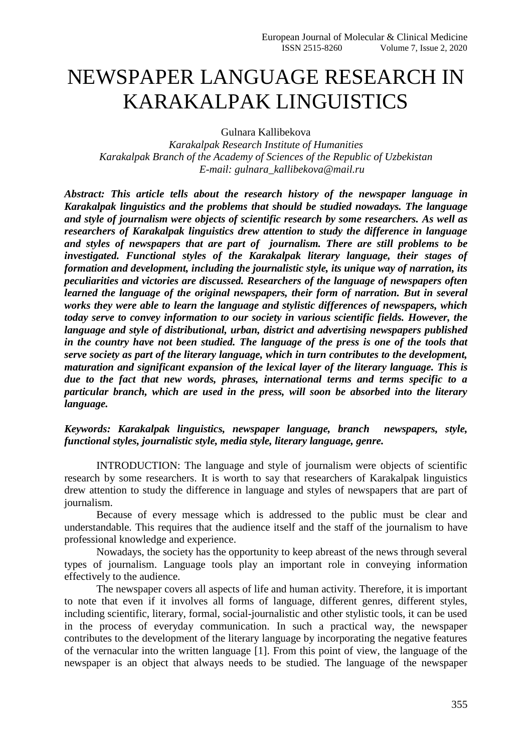# NEWSPAPER LANGUAGE RESEARCH IN KARAKALPAK LINGUISTICS

Gulnara Kallibekova

*Karakalpak Research Institute of Humanities*
*Karakalpak Branch of the Academy of Sciences of the Republic of Uzbekistan*
*E-mail: gulnara_kallibekova@mail.ru*

***Abstract: This article tells about the research history of the newspaper language in Karakalpak linguistics and the problems that should be studied nowadays. The language and style of journalism were objects of scientific research by some researchers. As well as researchers of Karakalpak linguistics drew attention to study the difference in language and styles of newspapers that are part of journalism. There are still problems to be investigated. Functional styles of the Karakalpak literary language, their stages of formation and development, including the journalistic style, its unique way of narration, its peculiarities and victories are discussed. Researchers of the language of newspapers often learned the language of the original newspapers, their form of narration. But in several works they were able to learn the language and stylistic differences of newspapers, which today serve to convey information to our society in various scientific fields. However, the language and style of distributional, urban, district and advertising newspapers published in the country have not been studied. The language of the press is one of the tools that serve society as part of the literary language, which in turn contributes to the development, maturation and significant expansion of the lexical layer of the literary language. This is due to the fact that new words, phrases, international terms and terms specific to a particular branch, which are used in the press, will soon be absorbed into the literary language.***

***Keywords: Karakalpak linguistics, newspaper language, branch newspapers, style, functional styles, journalistic style, media style, literary language, genre.***

INTRODUCTION: The language and style of journalism were objects of scientific research by some researchers. It is worth to say that researchers of Karakalpak linguistics drew attention to study the difference in language and styles of newspapers that are part of journalism.

Because of every message which is addressed to the public must be clear and understandable. This requires that the audience itself and the staff of the journalism to have professional knowledge and experience.

Nowadays, the society has the opportunity to keep abreast of the news through several types of journalism. Language tools play an important role in conveying information effectively to the audience.

The newspaper covers all aspects of life and human activity. Therefore, it is important to note that even if it involves all forms of language, different genres, different styles, including scientific, literary, formal, social-journalistic and other stylistic tools, it can be used in the process of everyday communication. In such a practical way, the newspaper contributes to the development of the literary language by incorporating the negative features of the vernacular into the written language [1]. From this point of view, the language of the newspaper is an object that always needs to be studied. The language of the newspaper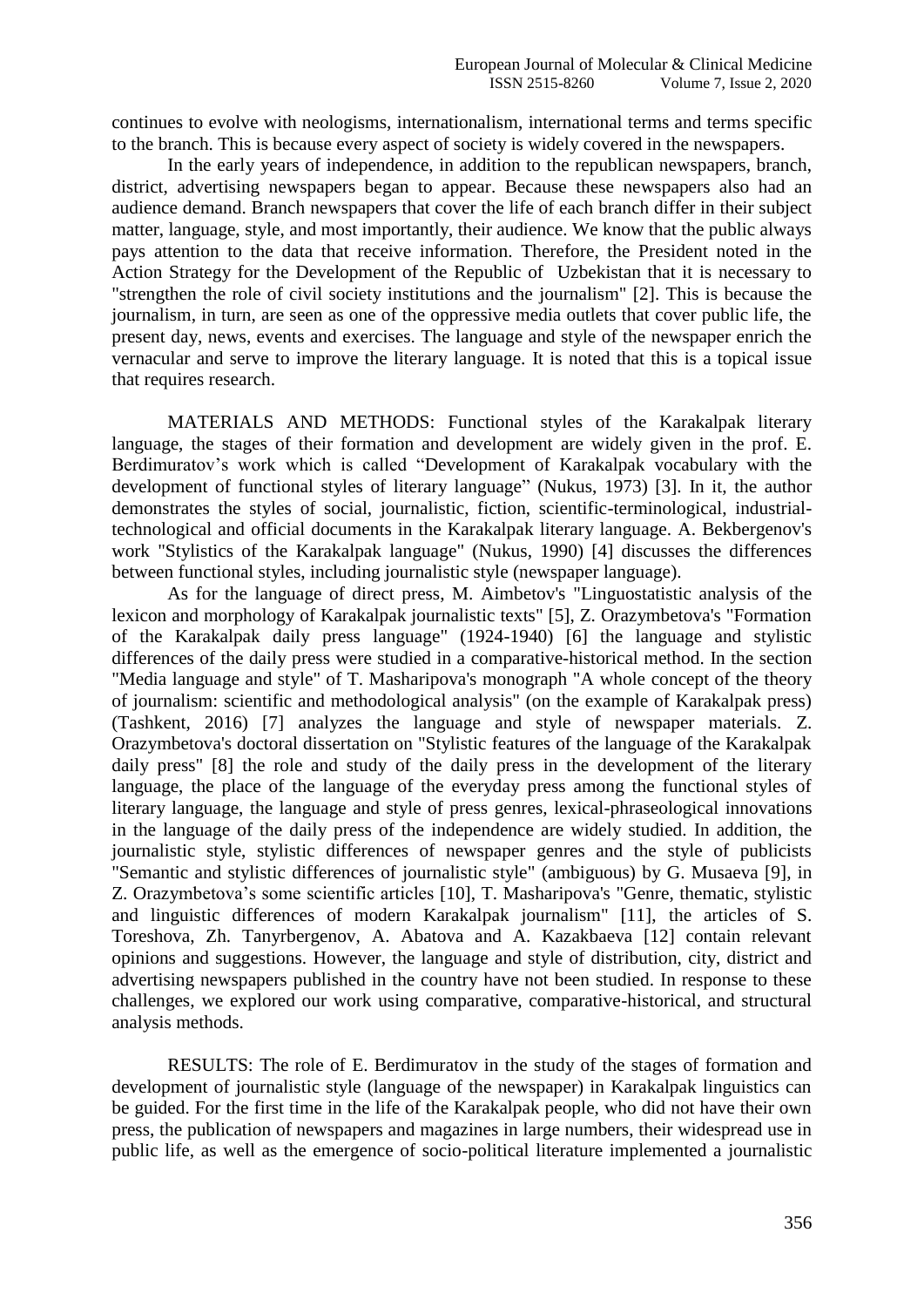continues to evolve with neologisms, internationalism, international terms and terms specific to the branch. This is because every aspect of society is widely covered in the newspapers.

In the early years of independence, in addition to the republican newspapers, branch, district, advertising newspapers began to appear. Because these newspapers also had an audience demand. Branch newspapers that cover the life of each branch differ in their subject matter, language, style, and most importantly, their audience. We know that the public always pays attention to the data that receive information. Therefore, the President noted in the Action Strategy for the Development of the Republic of Uzbekistan that it is necessary to "strengthen the role of civil society institutions and the journalism" [2]. This is because the journalism, in turn, are seen as one of the oppressive media outlets that cover public life, the present day, news, events and exercises. The language and style of the newspaper enrich the vernacular and serve to improve the literary language. It is noted that this is a topical issue that requires research.

MATERIALS AND METHODS: Functional styles of the Karakalpak literary language, the stages of their formation and development are widely given in the prof. E. Berdimuratov's work which is called "Development of Karakalpak vocabulary with the development of functional styles of literary language" (Nukus, 1973) [3]. In it, the author demonstrates the styles of social, journalistic, fiction, scientific-terminological, industrial-technological and official documents in the Karakalpak literary language. A. Bekbergenov's work "Stylistics of the Karakalpak language" (Nukus, 1990) [4] discusses the differences between functional styles, including journalistic style (newspaper language).

As for the language of direct press, M. Aimbetov's "Linguostatistic analysis of the lexicon and morphology of Karakalpak journalistic texts" [5], Z. Orazymbetova's "Formation of the Karakalpak daily press language" (1924-1940) [6] the language and stylistic differences of the daily press were studied in a comparative-historical method. In the section "Media language and style" of T. Masharipova's monograph "A whole concept of the theory of journalism: scientific and methodological analysis" (on the example of Karakalpak press) (Tashkent, 2016) [7] analyzes the language and style of newspaper materials. Z. Orazymbetova's doctoral dissertation on "Stylistic features of the language of the Karakalpak daily press" [8] the role and study of the daily press in the development of the literary language, the place of the language of the everyday press among the functional styles of literary language, the language and style of press genres, lexical-phraseological innovations in the language of the daily press of the independence are widely studied. In addition, the journalistic style, stylistic differences of newspaper genres and the style of publicists "Semantic and stylistic differences of journalistic style" (ambiguous) by G. Musaeva [9], in Z. Orazymbetova's some scientific articles [10], T. Masharipova's "Genre, thematic, stylistic and linguistic differences of modern Karakalpak journalism" [11], the articles of S. Toreshova, Zh. Tanyrbergenov, A. Abatova and A. Kazakbaeva [12] contain relevant opinions and suggestions. However, the language and style of distribution, city, district and advertising newspapers published in the country have not been studied. In response to these challenges, we explored our work using comparative, comparative-historical, and structural analysis methods.

RESULTS: The role of E. Berdimuratov in the study of the stages of formation and development of journalistic style (language of the newspaper) in Karakalpak linguistics can be guided. For the first time in the life of the Karakalpak people, who did not have their own press, the publication of newspapers and magazines in large numbers, their widespread use in public life, as well as the emergence of socio-political literature implemented a journalistic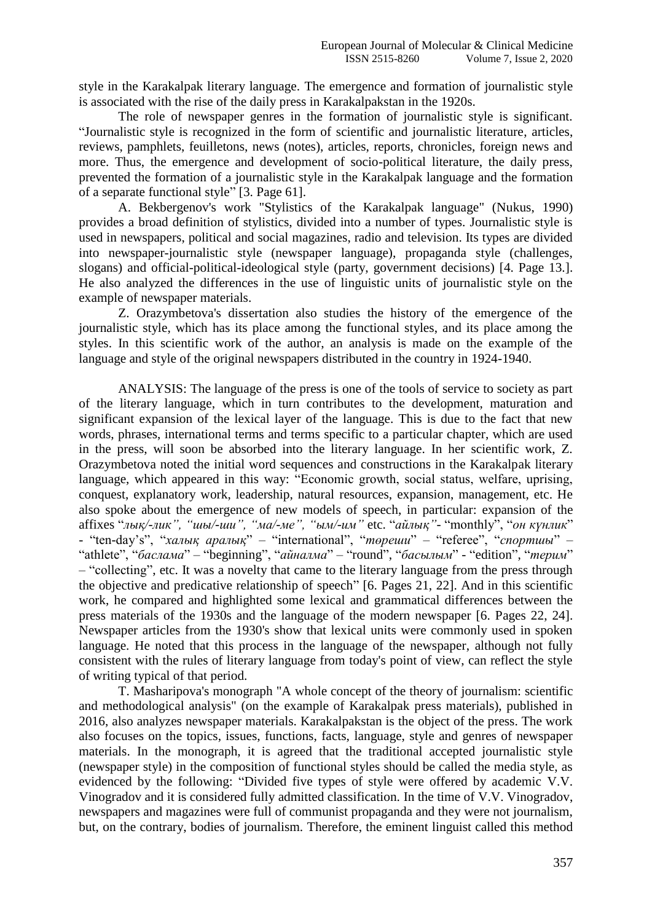style in the Karakalpak literary language. The emergence and formation of journalistic style is associated with the rise of the daily press in Karakalpakstan in the 1920s.

The role of newspaper genres in the formation of journalistic style is significant. "Journalistic style is recognized in the form of scientific and journalistic literature, articles, reviews, pamphlets, feuilletons, news (notes), articles, reports, chronicles, foreign news and more. Thus, the emergence and development of socio-political literature, the daily press, prevented the formation of a journalistic style in the Karakalpak language and the formation of a separate functional style" [3. Page 61].

A. Bekbergenov's work "Stylistics of the Karakalpak language" (Nukus, 1990) provides a broad definition of stylistics, divided into a number of types. Journalistic style is used in newspapers, political and social magazines, radio and television. Its types are divided into newspaper-journalistic style (newspaper language), propaganda style (challenges, slogans) and official-political-ideological style (party, government decisions) [4. Page 13.]. He also analyzed the differences in the use of linguistic units of journalistic style on the example of newspaper materials.

Z. Orazymbetova's dissertation also studies the history of the emergence of the journalistic style, which has its place among the functional styles, and its place among the styles. In this scientific work of the author, an analysis is made on the example of the language and style of the original newspapers distributed in the country in 1924-1940.

ANALYSIS: The language of the press is one of the tools of service to society as part of the literary language, which in turn contributes to the development, maturation and significant expansion of the lexical layer of the language. This is due to the fact that new words, phrases, international terms and terms specific to a particular chapter, which are used in the press, will soon be absorbed into the literary language. In her scientific work, Z. Orazymbetova noted the initial word sequences and constructions in the Karakalpak literary language, which appeared in this way: "Economic growth, social status, welfare, uprising, conquest, explanatory work, leadership, natural resources, expansion, management, etc. He also spoke about the emergence of new models of speech, in particular: expansion of the affixes "*лық/-лик", "шы/-ши", "ма/-ме", "ым/-им"* etc. "*айлық"*- "monthly", "*он күнлик*" - "ten-day's", "*халық аралық*" – "international", "*төреши*" – "referee", "*спортшы*" – "athlete", "*баслама*" – "beginning", "*айналма*" – "round", "*басылым*" - "edition", "*терим*" – "collecting", etc. It was a novelty that came to the literary language from the press through the objective and predicative relationship of speech" [6. Pages 21, 22]. And in this scientific work, he compared and highlighted some lexical and grammatical differences between the press materials of the 1930s and the language of the modern newspaper [6. Pages 22, 24]. Newspaper articles from the 1930's show that lexical units were commonly used in spoken language. He noted that this process in the language of the newspaper, although not fully consistent with the rules of literary language from today's point of view, can reflect the style of writing typical of that period.

T. Masharipova's monograph "A whole concept of the theory of journalism: scientific and methodological analysis" (on the example of Karakalpak press materials), published in 2016, also analyzes newspaper materials. Karakalpakstan is the object of the press. The work also focuses on the topics, issues, functions, facts, language, style and genres of newspaper materials. In the monograph, it is agreed that the traditional accepted journalistic style (newspaper style) in the composition of functional styles should be called the media style, as evidenced by the following: "Divided five types of style were offered by academic V.V. Vinogradov and it is considered fully admitted classification. In the time of V.V. Vinogradov, newspapers and magazines were full of communist propaganda and they were not journalism, but, on the contrary, bodies of journalism. Therefore, the eminent linguist called this method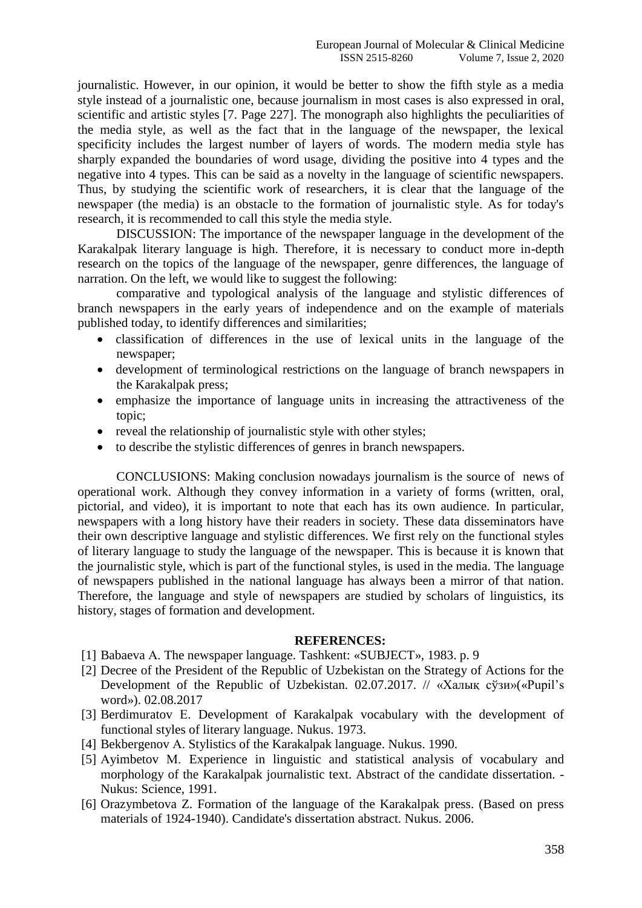journalistic. However, in our opinion, it would be better to show the fifth style as a media style instead of a journalistic one, because journalism in most cases is also expressed in oral, scientific and artistic styles [7. Page 227]. The monograph also highlights the peculiarities of the media style, as well as the fact that in the language of the newspaper, the lexical specificity includes the largest number of layers of words. The modern media style has sharply expanded the boundaries of word usage, dividing the positive into 4 types and the negative into 4 types. This can be said as a novelty in the language of scientific newspapers. Thus, by studying the scientific work of researchers, it is clear that the language of the newspaper (the media) is an obstacle to the formation of journalistic style. As for today's research, it is recommended to call this style the media style.

DISCUSSION: The importance of the newspaper language in the development of the Karakalpak literary language is high. Therefore, it is necessary to conduct more in-depth research on the topics of the language of the newspaper, genre differences, the language of narration. On the left, we would like to suggest the following:

comparative and typological analysis of the language and stylistic differences of branch newspapers in the early years of independence and on the example of materials published today, to identify differences and similarities;

- classification of differences in the use of lexical units in the language of the newspaper;
- development of terminological restrictions on the language of branch newspapers in the Karakalpak press;
- emphasize the importance of language units in increasing the attractiveness of the topic;
- reveal the relationship of journalistic style with other styles;
- to describe the stylistic differences of genres in branch newspapers.

CONCLUSIONS: Making conclusion nowadays journalism is the source of news of operational work. Although they convey information in a variety of forms (written, oral, pictorial, and video), it is important to note that each has its own audience. In particular, newspapers with a long history have their readers in society. These data disseminators have their own descriptive language and stylistic differences. We first rely on the functional styles of literary language to study the language of the newspaper. This is because it is known that the journalistic style, which is part of the functional styles, is used in the media. The language of newspapers published in the national language has always been a mirror of that nation. Therefore, the language and style of newspapers are studied by scholars of linguistics, its history, stages of formation and development.

**REFERENCES:**

[1] Babaeva A. The newspaper language. Tashkent: «SUBJECT», 1983. p. 9

[2] Decree of the President of the Republic of Uzbekistan on the Strategy of Actions for the Development of the Republic of Uzbekistan. 02.07.2017. // «Халық сўзи»(«Pupil's word»). 02.08.2017

[3] Berdimuratov E. Development of Karakalpak vocabulary with the development of functional styles of literary language. Nukus. 1973.

[4] Bekbergenov A. Stylistics of the Karakalpak language. Nukus. 1990.

[5] Ayimbetov M. Experience in linguistic and statistical analysis of vocabulary and morphology of the Karakalpak journalistic text. Abstract of the candidate dissertation. - Nukus: Science, 1991.

[6] Orazymbetova Z. Formation of the language of the Karakalpak press. (Based on press materials of 1924-1940). Candidate's dissertation abstract. Nukus. 2006.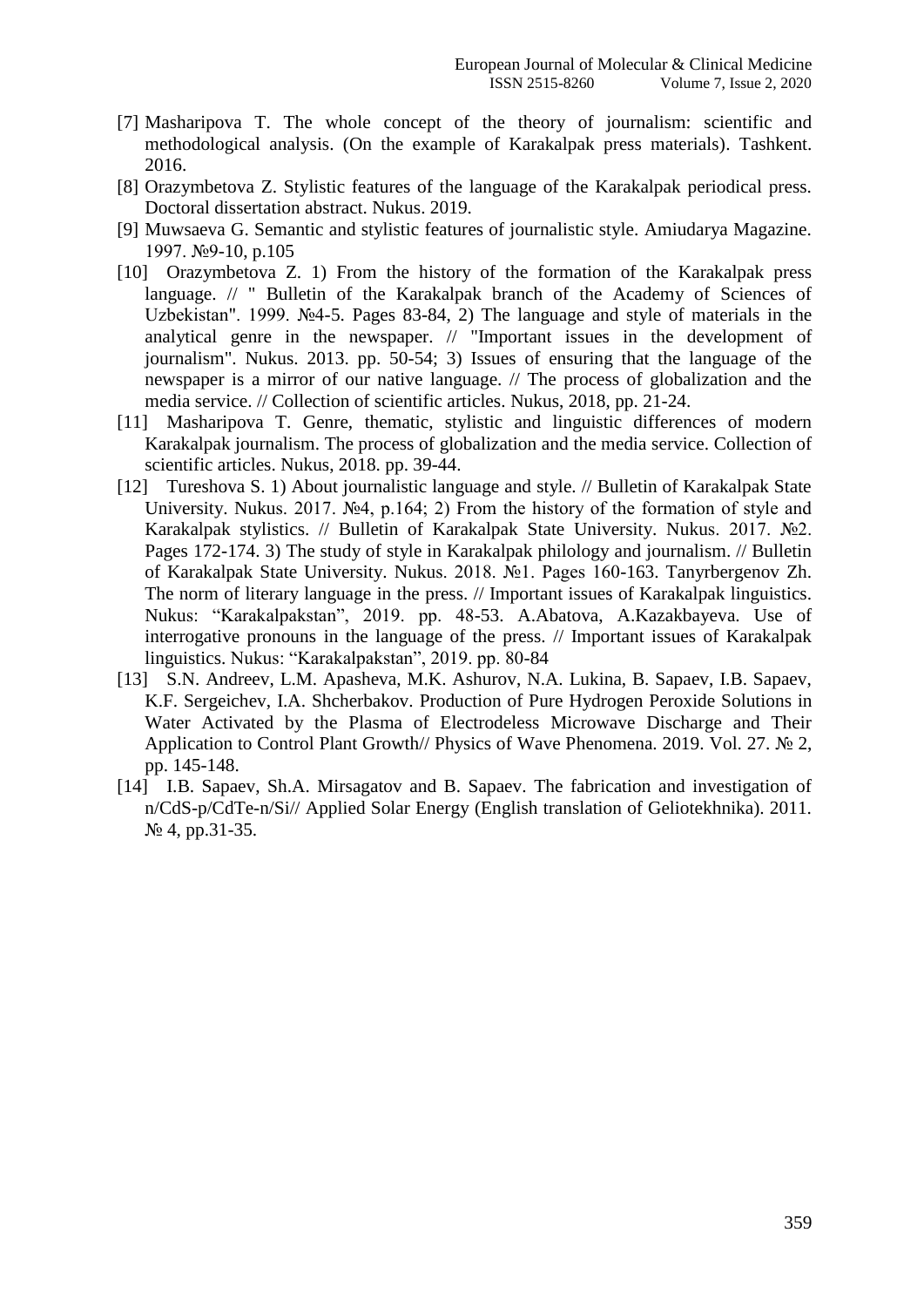[7] Masharipova T. The whole concept of the theory of journalism: scientific and methodological analysis. (On the example of Karakalpak press materials). Tashkent. 2016.

[8] Orazymbetova Z. Stylistic features of the language of the Karakalpak periodical press. Doctoral dissertation abstract. Nukus. 2019.

[9] Muwsaeva G. Semantic and stylistic features of journalistic style. Amiudarya Magazine. 1997. №9-10, p.105

[10] Orazymbetova Z. 1) From the history of the formation of the Karakalpak press language. // " Bulletin of the Karakalpak branch of the Academy of Sciences of Uzbekistan". 1999. №4-5. Pages 83-84, 2) The language and style of materials in the analytical genre in the newspaper. // "Important issues in the development of journalism". Nukus. 2013. pp. 50-54; 3) Issues of ensuring that the language of the newspaper is a mirror of our native language. // The process of globalization and the media service. // Collection of scientific articles. Nukus, 2018, pp. 21-24.

[11] Masharipova T. Genre, thematic, stylistic and linguistic differences of modern Karakalpak journalism. The process of globalization and the media service. Collection of scientific articles. Nukus, 2018. pp. 39-44.

[12] Tureshova S. 1) About journalistic language and style. // Bulletin of Karakalpak State University. Nukus. 2017. №4, p.164; 2) From the history of the formation of style and Karakalpak stylistics. // Bulletin of Karakalpak State University. Nukus. 2017. №2. Pages 172-174. 3) The study of style in Karakalpak philology and journalism. // Bulletin of Karakalpak State University. Nukus. 2018. №1. Pages 160-163. Tanyrbergenov Zh. The norm of literary language in the press. // Important issues of Karakalpak linguistics. Nukus: "Karakalpakstan", 2019. pp. 48-53. A.Abatova, A.Kazakbayeva. Use of interrogative pronouns in the language of the press. // Important issues of Karakalpak linguistics. Nukus: "Karakalpakstan", 2019. pp. 80-84

[13] S.N. Andreev, L.M. Apasheva, M.K. Ashurov, N.A. Lukina, B. Sapaev, I.B. Sapaev, K.F. Sergeichev, I.A. Shcherbakov. Production of Pure Hydrogen Peroxide Solutions in Water Activated by the Plasma of Electrodeless Microwave Discharge and Their Application to Control Plant Growth// Physics of Wave Phenomena. 2019. Vol. 27. № 2, pp. 145-148.

[14] I.B. Sapaev, Sh.A. Mirsagatov and B. Sapaev. The fabrication and investigation of n/CdS-p/CdTe-n/Si// Applied Solar Energy (English translation of Geliotekhnika). 2011. № 4, pp.31-35.